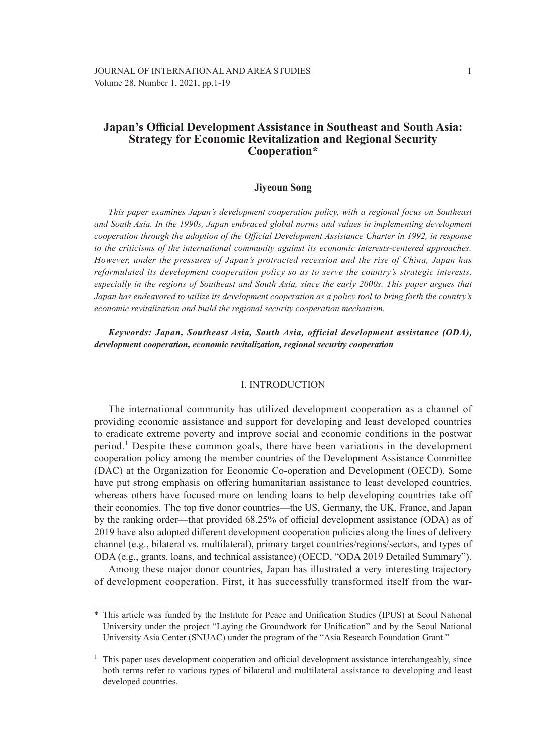# Japan's Official Development Assistance in Southeast and South Asia: Strategy for Economic Revitalization and Regional Security Cooperation*

**Jiyeoun Song**

*This paper examines Japan's development cooperation policy, with a regional focus on Southeast and South Asia. In the 1990s, Japan embraced global norms and values in implementing development cooperation through the adoption of the Official Development Assistance Charter in 1992, in response to the criticisms of the international community against its economic interests-centered approaches. However, under the pressures of Japan's protracted recession and the rise of China, Japan has reformulated its development cooperation policy so as to serve the country's strategic interests, especially in the regions of Southeast and South Asia, since the early 2000s. This paper argues that Japan has endeavored to utilize its development cooperation as a policy tool to bring forth the country's economic revitalization and build the regional security cooperation mechanism.*

***Keywords: Japan, Southeast Asia, South Asia, official development assistance (ODA), development cooperation, economic revitalization, regional security cooperation***

## I. INTRODUCTION

The international community has utilized development cooperation as a channel of providing economic assistance and support for developing and least developed countries to eradicate extreme poverty and improve social and economic conditions in the postwar period.[1] Despite these common goals, there have been variations in the development cooperation policy among the member countries of the Development Assistance Committee (DAC) at the Organization for Economic Co-operation and Development (OECD). Some have put strong emphasis on offering humanitarian assistance to least developed countries, whereas others have focused more on lending loans to help developing countries take off their economies. The top five donor countries—the US, Germany, the UK, France, and Japan by the ranking order—that provided 68.25% of official development assistance (ODA) as of 2019 have also adopted different development cooperation policies along the lines of delivery channel (e.g., bilateral vs. multilateral), primary target countries/regions/sectors, and types of ODA (e.g., grants, loans, and technical assistance) (OECD, "ODA 2019 Detailed Summary").

Among these major donor countries, Japan has illustrated a very interesting trajectory of development cooperation. First, it has successfully transformed itself from the war-

---

\* This article was funded by the Institute for Peace and Unification Studies (IPUS) at Seoul National University under the project "Laying the Groundwork for Unification" and by the Seoul National University Asia Center (SNUAC) under the program of the "Asia Research Foundation Grant."

[1] This paper uses development cooperation and official development assistance interchangeably, since both terms refer to various types of bilateral and multilateral assistance to developing and least developed countries.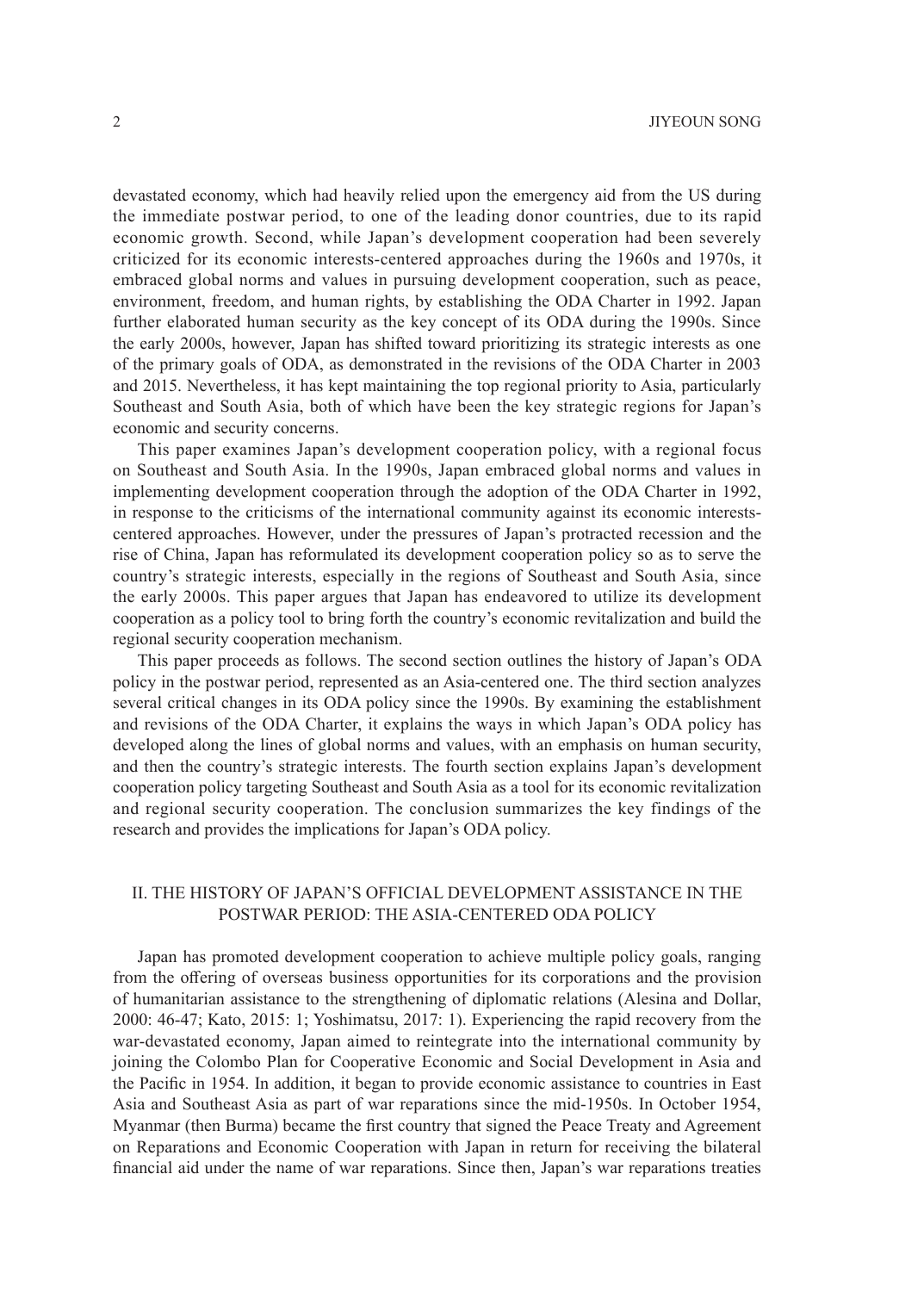devastated economy, which had heavily relied upon the emergency aid from the US during the immediate postwar period, to one of the leading donor countries, due to its rapid economic growth. Second, while Japan's development cooperation had been severely criticized for its economic interests-centered approaches during the 1960s and 1970s, it embraced global norms and values in pursuing development cooperation, such as peace, environment, freedom, and human rights, by establishing the ODA Charter in 1992. Japan further elaborated human security as the key concept of its ODA during the 1990s. Since the early 2000s, however, Japan has shifted toward prioritizing its strategic interests as one of the primary goals of ODA, as demonstrated in the revisions of the ODA Charter in 2003 and 2015. Nevertheless, it has kept maintaining the top regional priority to Asia, particularly Southeast and South Asia, both of which have been the key strategic regions for Japan's economic and security concerns.

This paper examines Japan's development cooperation policy, with a regional focus on Southeast and South Asia. In the 1990s, Japan embraced global norms and values in implementing development cooperation through the adoption of the ODA Charter in 1992, in response to the criticisms of the international community against its economic interests-centered approaches. However, under the pressures of Japan's protracted recession and the rise of China, Japan has reformulated its development cooperation policy so as to serve the country's strategic interests, especially in the regions of Southeast and South Asia, since the early 2000s. This paper argues that Japan has endeavored to utilize its development cooperation as a policy tool to bring forth the country's economic revitalization and build the regional security cooperation mechanism.

This paper proceeds as follows. The second section outlines the history of Japan's ODA policy in the postwar period, represented as an Asia-centered one. The third section analyzes several critical changes in its ODA policy since the 1990s. By examining the establishment and revisions of the ODA Charter, it explains the ways in which Japan's ODA policy has developed along the lines of global norms and values, with an emphasis on human security, and then the country's strategic interests. The fourth section explains Japan's development cooperation policy targeting Southeast and South Asia as a tool for its economic revitalization and regional security cooperation. The conclusion summarizes the key findings of the research and provides the implications for Japan's ODA policy.

## II. THE HISTORY OF JAPAN'S OFFICIAL DEVELOPMENT ASSISTANCE IN THE POSTWAR PERIOD: THE ASIA-CENTERED ODA POLICY

Japan has promoted development cooperation to achieve multiple policy goals, ranging from the offering of overseas business opportunities for its corporations and the provision of humanitarian assistance to the strengthening of diplomatic relations (Alesina and Dollar, 2000: 46-47; Kato, 2015: 1; Yoshimatsu, 2017: 1). Experiencing the rapid recovery from the war-devastated economy, Japan aimed to reintegrate into the international community by joining the Colombo Plan for Cooperative Economic and Social Development in Asia and the Pacific in 1954. In addition, it began to provide economic assistance to countries in East Asia and Southeast Asia as part of war reparations since the mid-1950s. In October 1954, Myanmar (then Burma) became the first country that signed the Peace Treaty and Agreement on Reparations and Economic Cooperation with Japan in return for receiving the bilateral financial aid under the name of war reparations. Since then, Japan's war reparations treaties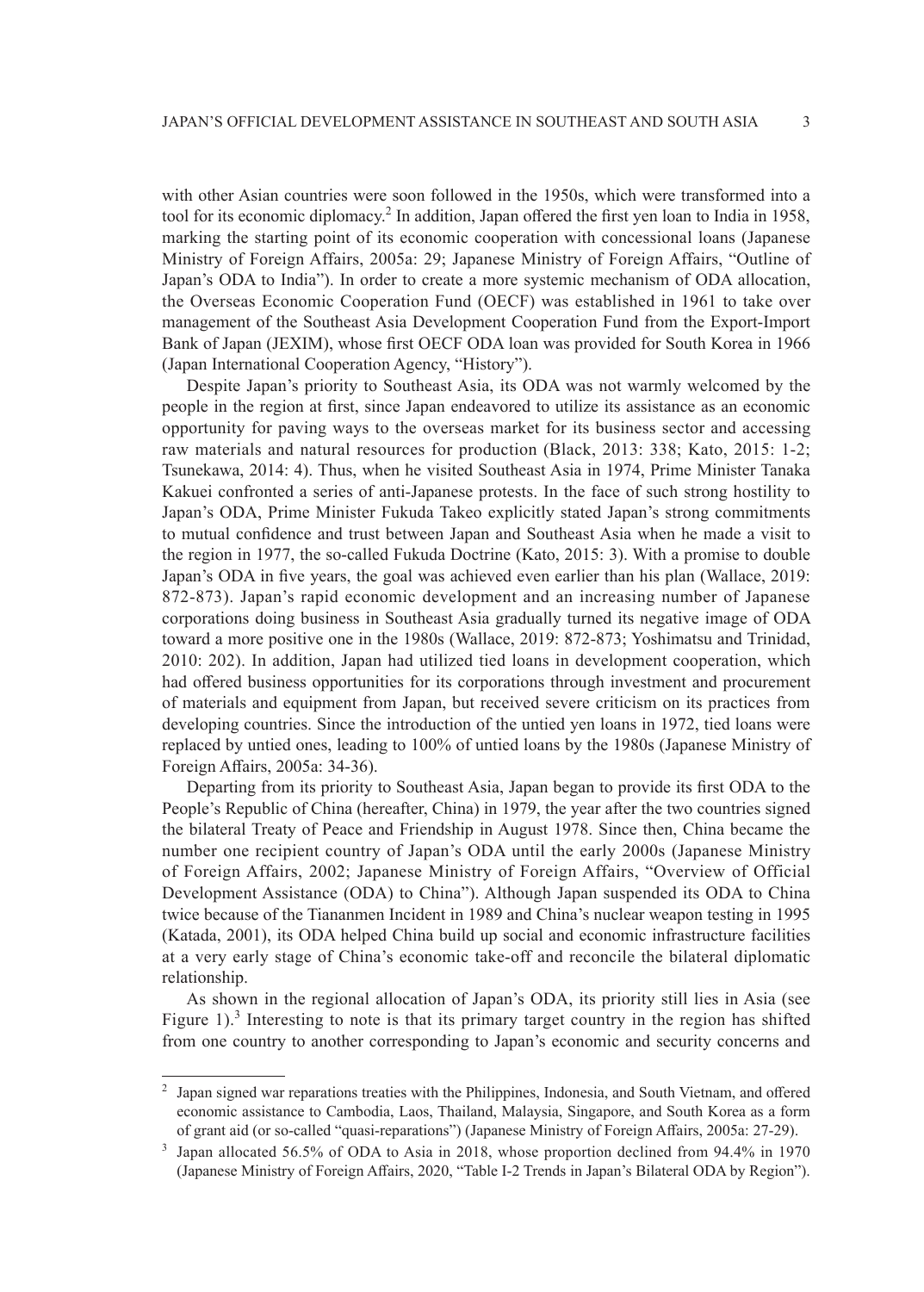with other Asian countries were soon followed in the 1950s, which were transformed into a tool for its economic diplomacy.[2] In addition, Japan offered the first yen loan to India in 1958, marking the starting point of its economic cooperation with concessional loans (Japanese Ministry of Foreign Affairs, 2005a: 29; Japanese Ministry of Foreign Affairs, "Outline of Japan's ODA to India"). In order to create a more systemic mechanism of ODA allocation, the Overseas Economic Cooperation Fund (OECF) was established in 1961 to take over management of the Southeast Asia Development Cooperation Fund from the Export-Import Bank of Japan (JEXIM), whose first OECF ODA loan was provided for South Korea in 1966 (Japan International Cooperation Agency, "History").

Despite Japan's priority to Southeast Asia, its ODA was not warmly welcomed by the people in the region at first, since Japan endeavored to utilize its assistance as an economic opportunity for paving ways to the overseas market for its business sector and accessing raw materials and natural resources for production (Black, 2013: 338; Kato, 2015: 1-2; Tsunekawa, 2014: 4). Thus, when he visited Southeast Asia in 1974, Prime Minister Tanaka Kakuei confronted a series of anti-Japanese protests. In the face of such strong hostility to Japan's ODA, Prime Minister Fukuda Takeo explicitly stated Japan's strong commitments to mutual confidence and trust between Japan and Southeast Asia when he made a visit to the region in 1977, the so-called Fukuda Doctrine (Kato, 2015: 3). With a promise to double Japan's ODA in five years, the goal was achieved even earlier than his plan (Wallace, 2019: 872-873). Japan's rapid economic development and an increasing number of Japanese corporations doing business in Southeast Asia gradually turned its negative image of ODA toward a more positive one in the 1980s (Wallace, 2019: 872-873; Yoshimatsu and Trinidad, 2010: 202). In addition, Japan had utilized tied loans in development cooperation, which had offered business opportunities for its corporations through investment and procurement of materials and equipment from Japan, but received severe criticism on its practices from developing countries. Since the introduction of the untied yen loans in 1972, tied loans were replaced by untied ones, leading to 100% of untied loans by the 1980s (Japanese Ministry of Foreign Affairs, 2005a: 34-36).

Departing from its priority to Southeast Asia, Japan began to provide its first ODA to the People's Republic of China (hereafter, China) in 1979, the year after the two countries signed the bilateral Treaty of Peace and Friendship in August 1978. Since then, China became the number one recipient country of Japan's ODA until the early 2000s (Japanese Ministry of Foreign Affairs, 2002; Japanese Ministry of Foreign Affairs, "Overview of Official Development Assistance (ODA) to China"). Although Japan suspended its ODA to China twice because of the Tiananmen Incident in 1989 and China's nuclear weapon testing in 1995 (Katada, 2001), its ODA helped China build up social and economic infrastructure facilities at a very early stage of China's economic take-off and reconcile the bilateral diplomatic relationship.

As shown in the regional allocation of Japan's ODA, its priority still lies in Asia (see Figure 1).[3] Interesting to note is that its primary target country in the region has shifted from one country to another corresponding to Japan's economic and security concerns and

---

[2] Japan signed war reparations treaties with the Philippines, Indonesia, and South Vietnam, and offered economic assistance to Cambodia, Laos, Thailand, Malaysia, Singapore, and South Korea as a form of grant aid (or so-called "quasi-reparations") (Japanese Ministry of Foreign Affairs, 2005a: 27-29).

[3] Japan allocated 56.5% of ODA to Asia in 2018, whose proportion declined from 94.4% in 1970 (Japanese Ministry of Foreign Affairs, 2020, "Table I-2 Trends in Japan's Bilateral ODA by Region").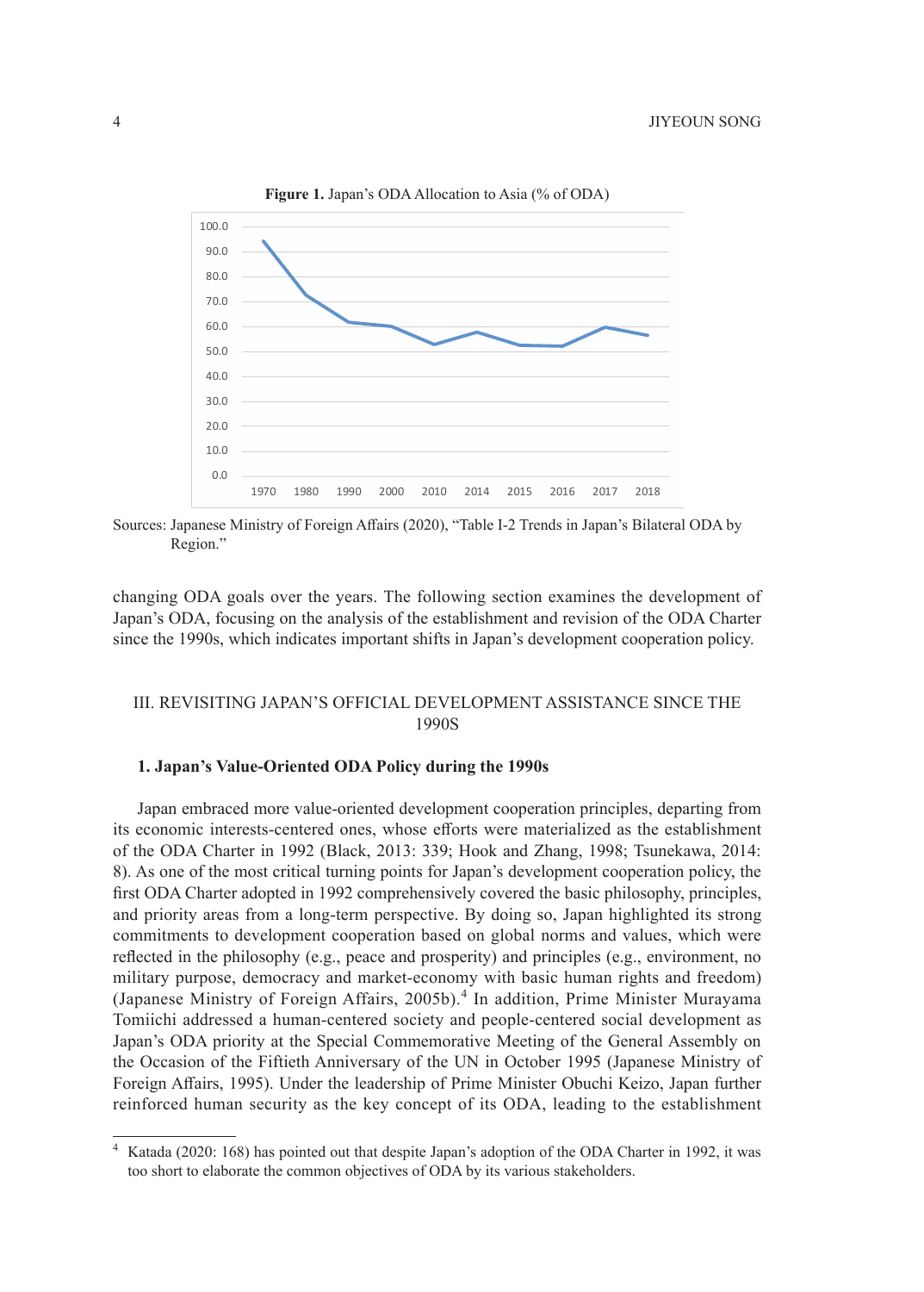**Figure 1.** Japan's ODA Allocation to Asia (% of ODA)

Sources: Japanese Ministry of Foreign Affairs (2020), "Table I-2 Trends in Japan's Bilateral ODA by Region."

changing ODA goals over the years. The following section examines the development of Japan's ODA, focusing on the analysis of the establishment and revision of the ODA Charter since the 1990s, which indicates important shifts in Japan's development cooperation policy.

## III. REVISITING JAPAN'S OFFICIAL DEVELOPMENT ASSISTANCE SINCE THE 1990S

### 1. Japan's Value-Oriented ODA Policy during the 1990s

Japan embraced more value-oriented development cooperation principles, departing from its economic interests-centered ones, whose efforts were materialized as the establishment of the ODA Charter in 1992 (Black, 2013: 339; Hook and Zhang, 1998; Tsunekawa, 2014: 8). As one of the most critical turning points for Japan's development cooperation policy, the first ODA Charter adopted in 1992 comprehensively covered the basic philosophy, principles, and priority areas from a long-term perspective. By doing so, Japan highlighted its strong commitments to development cooperation based on global norms and values, which were reflected in the philosophy (e.g., peace and prosperity) and principles (e.g., environment, no military purpose, democracy and market-economy with basic human rights and freedom) (Japanese Ministry of Foreign Affairs, 2005b).[4] In addition, Prime Minister Murayama Tomiichi addressed a human-centered society and people-centered social development as Japan's ODA priority at the Special Commemorative Meeting of the General Assembly on the Occasion of the Fiftieth Anniversary of the UN in October 1995 (Japanese Ministry of Foreign Affairs, 1995). Under the leadership of Prime Minister Obuchi Keizo, Japan further reinforced human security as the key concept of its ODA, leading to the establishment

[4] Katada (2020: 168) has pointed out that despite Japan's adoption of the ODA Charter in 1992, it was too short to elaborate the common objectives of ODA by its various stakeholders.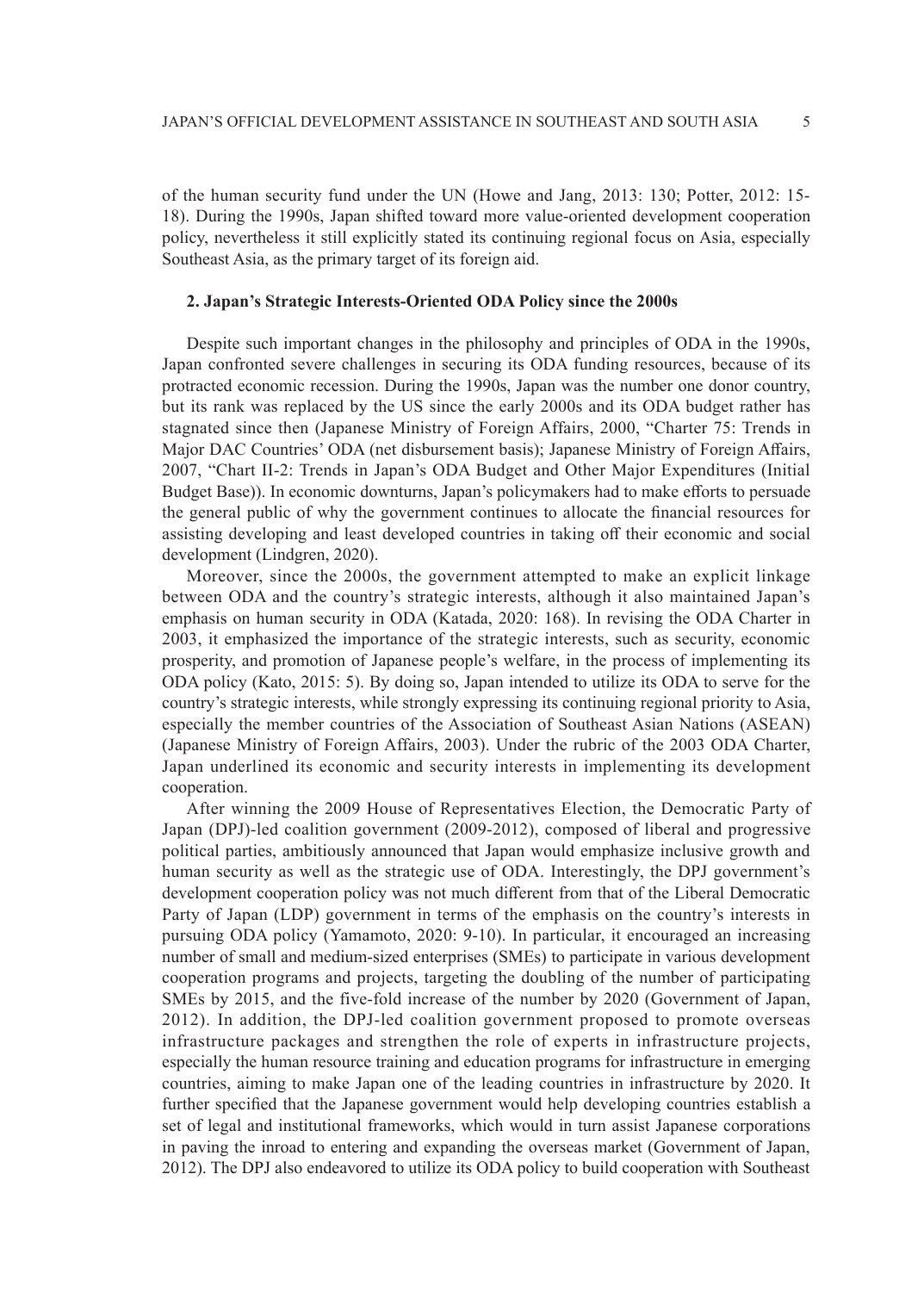of the human security fund under the UN (Howe and Jang, 2013: 130; Potter, 2012: 15-18). During the 1990s, Japan shifted toward more value-oriented development cooperation policy, nevertheless it still explicitly stated its continuing regional focus on Asia, especially Southeast Asia, as the primary target of its foreign aid.

## 2. Japan's Strategic Interests-Oriented ODA Policy since the 2000s

Despite such important changes in the philosophy and principles of ODA in the 1990s, Japan confronted severe challenges in securing its ODA funding resources, because of its protracted economic recession. During the 1990s, Japan was the number one donor country, but its rank was replaced by the US since the early 2000s and its ODA budget rather has stagnated since then (Japanese Ministry of Foreign Affairs, 2000, "Charter 75: Trends in Major DAC Countries' ODA (net disbursement basis); Japanese Ministry of Foreign Affairs, 2007, "Chart II-2: Trends in Japan's ODA Budget and Other Major Expenditures (Initial Budget Base)). In economic downturns, Japan's policymakers had to make efforts to persuade the general public of why the government continues to allocate the financial resources for assisting developing and least developed countries in taking off their economic and social development (Lindgren, 2020).

Moreover, since the 2000s, the government attempted to make an explicit linkage between ODA and the country's strategic interests, although it also maintained Japan's emphasis on human security in ODA (Katada, 2020: 168). In revising the ODA Charter in 2003, it emphasized the importance of the strategic interests, such as security, economic prosperity, and promotion of Japanese people's welfare, in the process of implementing its ODA policy (Kato, 2015: 5). By doing so, Japan intended to utilize its ODA to serve for the country's strategic interests, while strongly expressing its continuing regional priority to Asia, especially the member countries of the Association of Southeast Asian Nations (ASEAN) (Japanese Ministry of Foreign Affairs, 2003). Under the rubric of the 2003 ODA Charter, Japan underlined its economic and security interests in implementing its development cooperation.

After winning the 2009 House of Representatives Election, the Democratic Party of Japan (DPJ)-led coalition government (2009-2012), composed of liberal and progressive political parties, ambitiously announced that Japan would emphasize inclusive growth and human security as well as the strategic use of ODA. Interestingly, the DPJ government's development cooperation policy was not much different from that of the Liberal Democratic Party of Japan (LDP) government in terms of the emphasis on the country's interests in pursuing ODA policy (Yamamoto, 2020: 9-10). In particular, it encouraged an increasing number of small and medium-sized enterprises (SMEs) to participate in various development cooperation programs and projects, targeting the doubling of the number of participating SMEs by 2015, and the five-fold increase of the number by 2020 (Government of Japan, 2012). In addition, the DPJ-led coalition government proposed to promote overseas infrastructure packages and strengthen the role of experts in infrastructure projects, especially the human resource training and education programs for infrastructure in emerging countries, aiming to make Japan one of the leading countries in infrastructure by 2020. It further specified that the Japanese government would help developing countries establish a set of legal and institutional frameworks, which would in turn assist Japanese corporations in paving the inroad to entering and expanding the overseas market (Government of Japan, 2012). The DPJ also endeavored to utilize its ODA policy to build cooperation with Southeast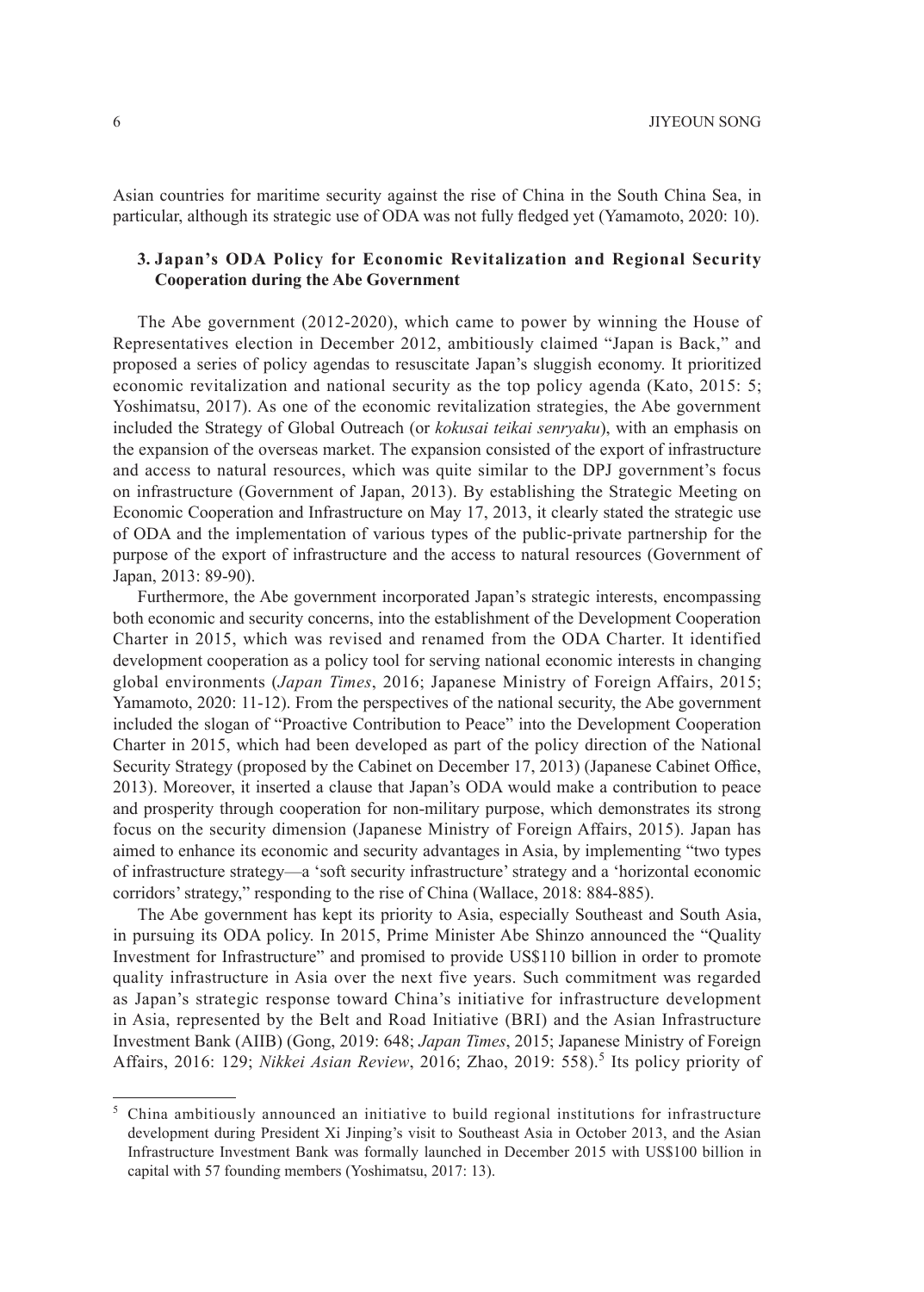Asian countries for maritime security against the rise of China in the South China Sea, in particular, although its strategic use of ODA was not fully fledged yet (Yamamoto, 2020: 10).

### 3. Japan's ODA Policy for Economic Revitalization and Regional Security Cooperation during the Abe Government

The Abe government (2012-2020), which came to power by winning the House of Representatives election in December 2012, ambitiously claimed "Japan is Back," and proposed a series of policy agendas to resuscitate Japan's sluggish economy. It prioritized economic revitalization and national security as the top policy agenda (Kato, 2015: 5; Yoshimatsu, 2017). As one of the economic revitalization strategies, the Abe government included the Strategy of Global Outreach (or *kokusai teikai senryaku*), with an emphasis on the expansion of the overseas market. The expansion consisted of the export of infrastructure and access to natural resources, which was quite similar to the DPJ government's focus on infrastructure (Government of Japan, 2013). By establishing the Strategic Meeting on Economic Cooperation and Infrastructure on May 17, 2013, it clearly stated the strategic use of ODA and the implementation of various types of the public-private partnership for the purpose of the export of infrastructure and the access to natural resources (Government of Japan, 2013: 89-90).

Furthermore, the Abe government incorporated Japan's strategic interests, encompassing both economic and security concerns, into the establishment of the Development Cooperation Charter in 2015, which was revised and renamed from the ODA Charter. It identified development cooperation as a policy tool for serving national economic interests in changing global environments (*Japan Times*, 2016; Japanese Ministry of Foreign Affairs, 2015; Yamamoto, 2020: 11-12). From the perspectives of the national security, the Abe government included the slogan of "Proactive Contribution to Peace" into the Development Cooperation Charter in 2015, which had been developed as part of the policy direction of the National Security Strategy (proposed by the Cabinet on December 17, 2013) (Japanese Cabinet Office, 2013). Moreover, it inserted a clause that Japan's ODA would make a contribution to peace and prosperity through cooperation for non-military purpose, which demonstrates its strong focus on the security dimension (Japanese Ministry of Foreign Affairs, 2015). Japan has aimed to enhance its economic and security advantages in Asia, by implementing "two types of infrastructure strategy—a 'soft security infrastructure' strategy and a 'horizontal economic corridors' strategy," responding to the rise of China (Wallace, 2018: 884-885).

The Abe government has kept its priority to Asia, especially Southeast and South Asia, in pursuing its ODA policy. In 2015, Prime Minister Abe Shinzo announced the "Quality Investment for Infrastructure" and promised to provide US$110 billion in order to promote quality infrastructure in Asia over the next five years. Such commitment was regarded as Japan's strategic response toward China's initiative for infrastructure development in Asia, represented by the Belt and Road Initiative (BRI) and the Asian Infrastructure Investment Bank (AIIB) (Gong, 2019: 648; *Japan Times*, 2015; Japanese Ministry of Foreign Affairs, 2016: 129; *Nikkei Asian Review*, 2016; Zhao, 2019: 558).[5] Its policy priority of

[5] China ambitiously announced an initiative to build regional institutions for infrastructure development during President Xi Jinping's visit to Southeast Asia in October 2013, and the Asian Infrastructure Investment Bank was formally launched in December 2015 with US$100 billion in capital with 57 founding members (Yoshimatsu, 2017: 13).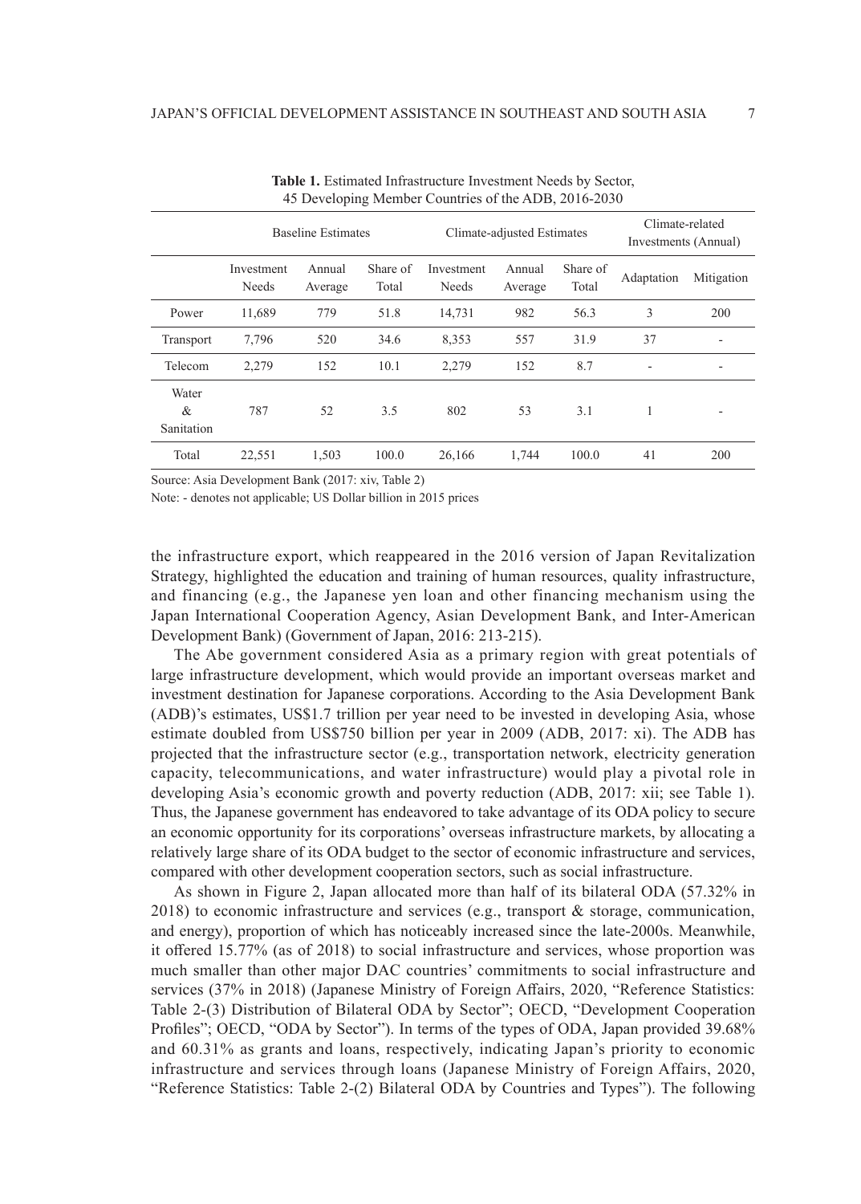**Table 1.** Estimated Infrastructure Investment Needs by Sector, 45 Developing Member Countries of the ADB, 2016-2030

| | Baseline Estimates | | | Climate-adjusted Estimates | | | Climate-related Investments (Annual) | |
|---|---|---|---|---|---|---|---|---|
| | Investment Needs | Annual Average | Share of Total | Investment Needs | Annual Average | Share of Total | Adaptation | Mitigation |
| Power | 11,689 | 779 | 51.8 | 14,731 | 982 | 56.3 | 3 | 200 |
| Transport | 7,796 | 520 | 34.6 | 8,353 | 557 | 31.9 | 37 | - |
| Telecom | 2,279 | 152 | 10.1 | 2,279 | 152 | 8.7 | - | - |
| Water & Sanitation | 787 | 52 | 3.5 | 802 | 53 | 3.1 | 1 | - |
| Total | 22,551 | 1,503 | 100.0 | 26,166 | 1,744 | 100.0 | 41 | 200 |

Source: Asia Development Bank (2017: xiv, Table 2)

Note: - denotes not applicable; US Dollar billion in 2015 prices

the infrastructure export, which reappeared in the 2016 version of Japan Revitalization Strategy, highlighted the education and training of human resources, quality infrastructure, and financing (e.g., the Japanese yen loan and other financing mechanism using the Japan International Cooperation Agency, Asian Development Bank, and Inter-American Development Bank) (Government of Japan, 2016: 213-215).

The Abe government considered Asia as a primary region with great potentials of large infrastructure development, which would provide an important overseas market and investment destination for Japanese corporations. According to the Asia Development Bank (ADB)'s estimates, US$1.7 trillion per year need to be invested in developing Asia, whose estimate doubled from US$750 billion per year in 2009 (ADB, 2017: xi). The ADB has projected that the infrastructure sector (e.g., transportation network, electricity generation capacity, telecommunications, and water infrastructure) would play a pivotal role in developing Asia's economic growth and poverty reduction (ADB, 2017: xii; see Table 1). Thus, the Japanese government has endeavored to take advantage of its ODA policy to secure an economic opportunity for its corporations' overseas infrastructure markets, by allocating a relatively large share of its ODA budget to the sector of economic infrastructure and services, compared with other development cooperation sectors, such as social infrastructure.

As shown in Figure 2, Japan allocated more than half of its bilateral ODA (57.32% in 2018) to economic infrastructure and services (e.g., transport & storage, communication, and energy), proportion of which has noticeably increased since the late-2000s. Meanwhile, it offered 15.77% (as of 2018) to social infrastructure and services, whose proportion was much smaller than other major DAC countries' commitments to social infrastructure and services (37% in 2018) (Japanese Ministry of Foreign Affairs, 2020, "Reference Statistics: Table 2-(3) Distribution of Bilateral ODA by Sector"; OECD, "Development Cooperation Profiles"; OECD, "ODA by Sector"). In terms of the types of ODA, Japan provided 39.68% and 60.31% as grants and loans, respectively, indicating Japan's priority to economic infrastructure and services through loans (Japanese Ministry of Foreign Affairs, 2020, "Reference Statistics: Table 2-(2) Bilateral ODA by Countries and Types"). The following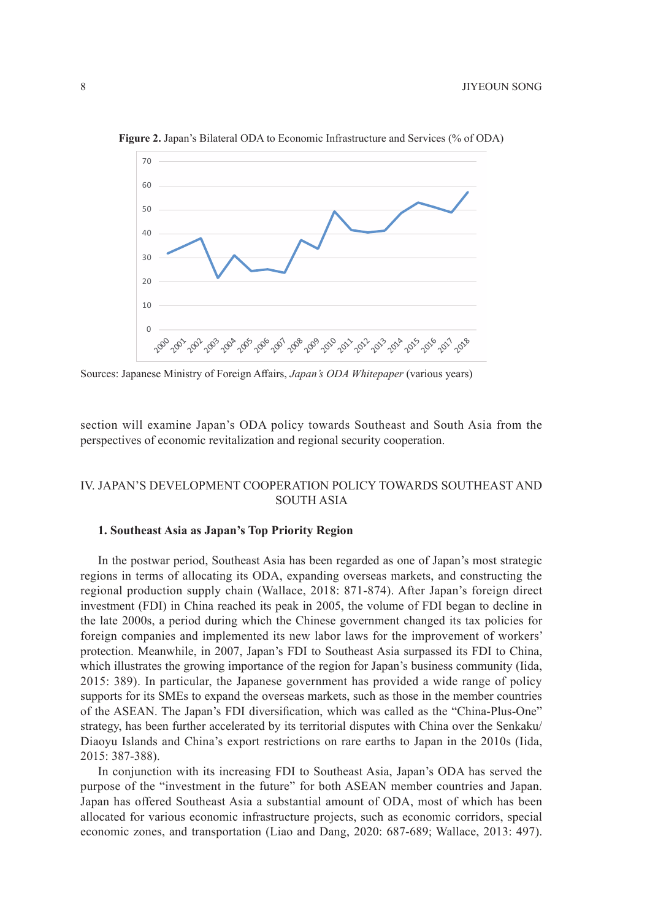**Figure 2.** Japan's Bilateral ODA to Economic Infrastructure and Services (% of ODA)

Sources: Japanese Ministry of Foreign Affairs, *Japan's ODA Whitepaper* (various years)

section will examine Japan's ODA policy towards Southeast and South Asia from the perspectives of economic revitalization and regional security cooperation.

## IV. JAPAN'S DEVELOPMENT COOPERATION POLICY TOWARDS SOUTHEAST AND SOUTH ASIA

### 1. Southeast Asia as Japan's Top Priority Region

In the postwar period, Southeast Asia has been regarded as one of Japan's most strategic regions in terms of allocating its ODA, expanding overseas markets, and constructing the regional production supply chain (Wallace, 2018: 871-874). After Japan's foreign direct investment (FDI) in China reached its peak in 2005, the volume of FDI began to decline in the late 2000s, a period during which the Chinese government changed its tax policies for foreign companies and implemented its new labor laws for the improvement of workers' protection. Meanwhile, in 2007, Japan's FDI to Southeast Asia surpassed its FDI to China, which illustrates the growing importance of the region for Japan's business community (Iida, 2015: 389). In particular, the Japanese government has provided a wide range of policy supports for its SMEs to expand the overseas markets, such as those in the member countries of the ASEAN. The Japan's FDI diversification, which was called as the "China-Plus-One" strategy, has been further accelerated by its territorial disputes with China over the Senkaku/Diaoyu Islands and China's export restrictions on rare earths to Japan in the 2010s (Iida, 2015: 387-388).

In conjunction with its increasing FDI to Southeast Asia, Japan's ODA has served the purpose of the "investment in the future" for both ASEAN member countries and Japan. Japan has offered Southeast Asia a substantial amount of ODA, most of which has been allocated for various economic infrastructure projects, such as economic corridors, special economic zones, and transportation (Liao and Dang, 2020: 687-689; Wallace, 2013: 497).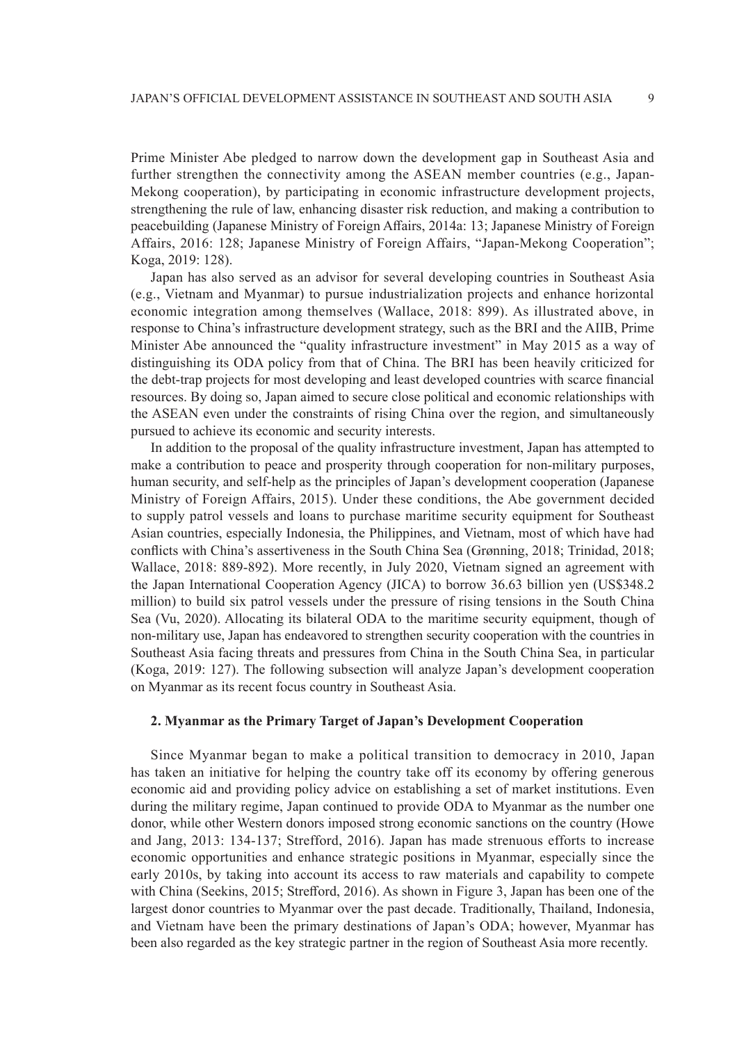Prime Minister Abe pledged to narrow down the development gap in Southeast Asia and further strengthen the connectivity among the ASEAN member countries (e.g., Japan-Mekong cooperation), by participating in economic infrastructure development projects, strengthening the rule of law, enhancing disaster risk reduction, and making a contribution to peacebuilding (Japanese Ministry of Foreign Affairs, 2014a: 13; Japanese Ministry of Foreign Affairs, 2016: 128; Japanese Ministry of Foreign Affairs, "Japan-Mekong Cooperation"; Koga, 2019: 128).

Japan has also served as an advisor for several developing countries in Southeast Asia (e.g., Vietnam and Myanmar) to pursue industrialization projects and enhance horizontal economic integration among themselves (Wallace, 2018: 899). As illustrated above, in response to China's infrastructure development strategy, such as the BRI and the AIIB, Prime Minister Abe announced the "quality infrastructure investment" in May 2015 as a way of distinguishing its ODA policy from that of China. The BRI has been heavily criticized for the debt-trap projects for most developing and least developed countries with scarce financial resources. By doing so, Japan aimed to secure close political and economic relationships with the ASEAN even under the constraints of rising China over the region, and simultaneously pursued to achieve its economic and security interests.

In addition to the proposal of the quality infrastructure investment, Japan has attempted to make a contribution to peace and prosperity through cooperation for non-military purposes, human security, and self-help as the principles of Japan's development cooperation (Japanese Ministry of Foreign Affairs, 2015). Under these conditions, the Abe government decided to supply patrol vessels and loans to purchase maritime security equipment for Southeast Asian countries, especially Indonesia, the Philippines, and Vietnam, most of which have had conflicts with China's assertiveness in the South China Sea (Grønning, 2018; Trinidad, 2018; Wallace, 2018: 889-892). More recently, in July 2020, Vietnam signed an agreement with the Japan International Cooperation Agency (JICA) to borrow 36.63 billion yen (US$348.2 million) to build six patrol vessels under the pressure of rising tensions in the South China Sea (Vu, 2020). Allocating its bilateral ODA to the maritime security equipment, though of non-military use, Japan has endeavored to strengthen security cooperation with the countries in Southeast Asia facing threats and pressures from China in the South China Sea, in particular (Koga, 2019: 127). The following subsection will analyze Japan's development cooperation on Myanmar as its recent focus country in Southeast Asia.

### 2. Myanmar as the Primary Target of Japan's Development Cooperation

Since Myanmar began to make a political transition to democracy in 2010, Japan has taken an initiative for helping the country take off its economy by offering generous economic aid and providing policy advice on establishing a set of market institutions. Even during the military regime, Japan continued to provide ODA to Myanmar as the number one donor, while other Western donors imposed strong economic sanctions on the country (Howe and Jang, 2013: 134-137; Strefford, 2016). Japan has made strenuous efforts to increase economic opportunities and enhance strategic positions in Myanmar, especially since the early 2010s, by taking into account its access to raw materials and capability to compete with China (Seekins, 2015; Strefford, 2016). As shown in Figure 3, Japan has been one of the largest donor countries to Myanmar over the past decade. Traditionally, Thailand, Indonesia, and Vietnam have been the primary destinations of Japan's ODA; however, Myanmar has been also regarded as the key strategic partner in the region of Southeast Asia more recently.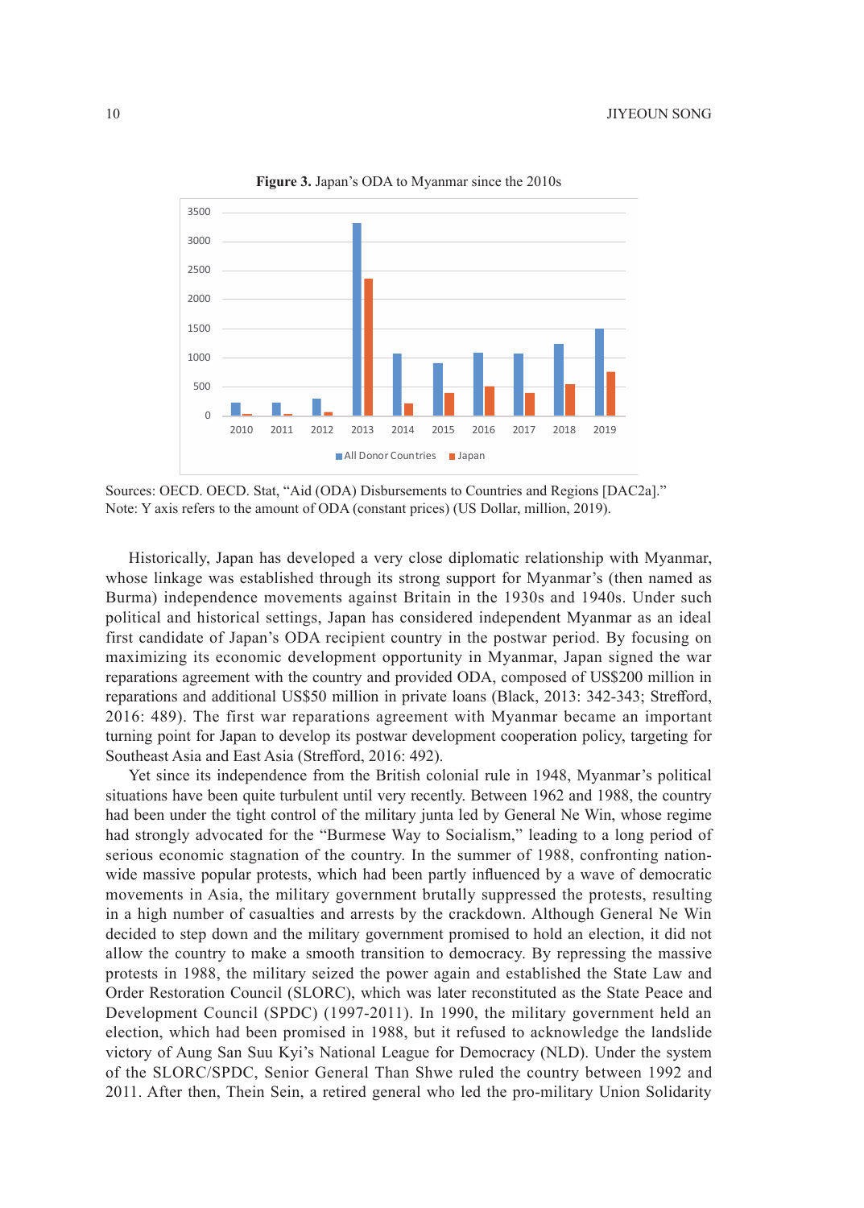**Figure 3.** Japan's ODA to Myanmar since the 2010s

Sources: OECD. OECD. Stat, "Aid (ODA) Disbursements to Countries and Regions [DAC2a]."
Note: Y axis refers to the amount of ODA (constant prices) (US Dollar, million, 2019).

Historically, Japan has developed a very close diplomatic relationship with Myanmar, whose linkage was established through its strong support for Myanmar's (then named as Burma) independence movements against Britain in the 1930s and 1940s. Under such political and historical settings, Japan has considered independent Myanmar as an ideal first candidate of Japan's ODA recipient country in the postwar period. By focusing on maximizing its economic development opportunity in Myanmar, Japan signed the war reparations agreement with the country and provided ODA, composed of US$200 million in reparations and additional US$50 million in private loans (Black, 2013: 342-343; Strefford, 2016: 489). The first war reparations agreement with Myanmar became an important turning point for Japan to develop its postwar development cooperation policy, targeting for Southeast Asia and East Asia (Strefford, 2016: 492).

Yet since its independence from the British colonial rule in 1948, Myanmar's political situations have been quite turbulent until very recently. Between 1962 and 1988, the country had been under the tight control of the military junta led by General Ne Win, whose regime had strongly advocated for the "Burmese Way to Socialism," leading to a long period of serious economic stagnation of the country. In the summer of 1988, confronting nation-wide massive popular protests, which had been partly influenced by a wave of democratic movements in Asia, the military government brutally suppressed the protests, resulting in a high number of casualties and arrests by the crackdown. Although General Ne Win decided to step down and the military government promised to hold an election, it did not allow the country to make a smooth transition to democracy. By repressing the massive protests in 1988, the military seized the power again and established the State Law and Order Restoration Council (SLORC), which was later reconstituted as the State Peace and Development Council (SPDC) (1997-2011). In 1990, the military government held an election, which had been promised in 1988, but it refused to acknowledge the landslide victory of Aung San Suu Kyi's National League for Democracy (NLD). Under the system of the SLORC/SPDC, Senior General Than Shwe ruled the country between 1992 and 2011. After then, Thein Sein, a retired general who led the pro-military Union Solidarity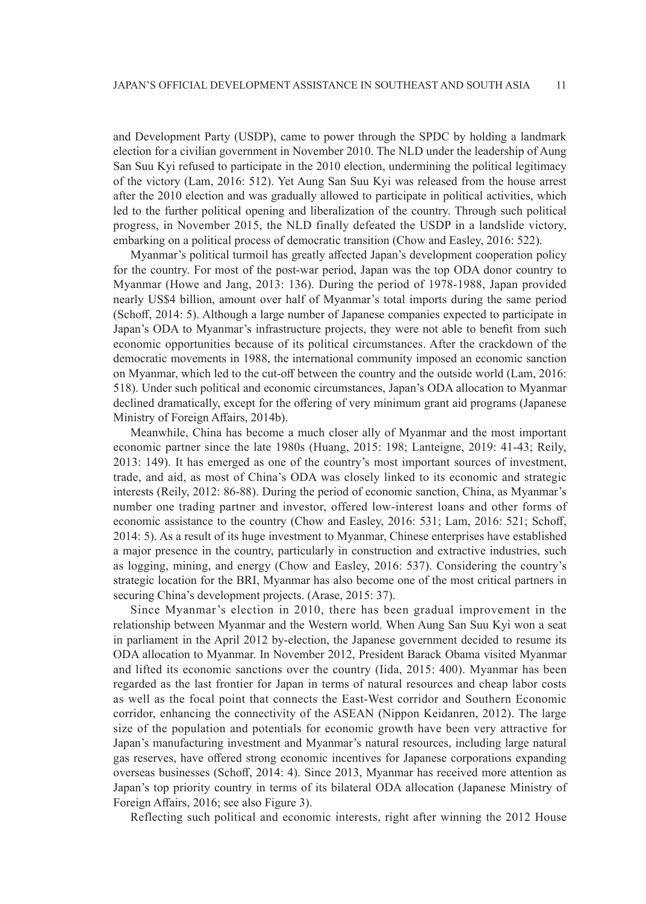and Development Party (USDP), came to power through the SPDC by holding a landmark election for a civilian government in November 2010. The NLD under the leadership of Aung San Suu Kyi refused to participate in the 2010 election, undermining the political legitimacy of the victory (Lam, 2016: 512). Yet Aung San Suu Kyi was released from the house arrest after the 2010 election and was gradually allowed to participate in political activities, which led to the further political opening and liberalization of the country. Through such political progress, in November 2015, the NLD finally defeated the USDP in a landslide victory, embarking on a political process of democratic transition (Chow and Easley, 2016: 522).

Myanmar's political turmoil has greatly affected Japan's development cooperation policy for the country. For most of the post-war period, Japan was the top ODA donor country to Myanmar (Howe and Jang, 2013: 136). During the period of 1978-1988, Japan provided nearly US$4 billion, amount over half of Myanmar's total imports during the same period (Schoff, 2014: 5). Although a large number of Japanese companies expected to participate in Japan's ODA to Myanmar's infrastructure projects, they were not able to benefit from such economic opportunities because of its political circumstances. After the crackdown of the democratic movements in 1988, the international community imposed an economic sanction on Myanmar, which led to the cut-off between the country and the outside world (Lam, 2016: 518). Under such political and economic circumstances, Japan's ODA allocation to Myanmar declined dramatically, except for the offering of very minimum grant aid programs (Japanese Ministry of Foreign Affairs, 2014b).

Meanwhile, China has become a much closer ally of Myanmar and the most important economic partner since the late 1980s (Huang, 2015: 198; Lanteigne, 2019: 41-43; Reily, 2013: 149). It has emerged as one of the country's most important sources of investment, trade, and aid, as most of China's ODA was closely linked to its economic and strategic interests (Reily, 2012: 86-88). During the period of economic sanction, China, as Myanmar's number one trading partner and investor, offered low-interest loans and other forms of economic assistance to the country (Chow and Easley, 2016: 531; Lam, 2016: 521; Schoff, 2014: 5). As a result of its huge investment to Myanmar, Chinese enterprises have established a major presence in the country, particularly in construction and extractive industries, such as logging, mining, and energy (Chow and Easley, 2016: 537). Considering the country's strategic location for the BRI, Myanmar has also become one of the most critical partners in securing China's development projects. (Arase, 2015: 37).

Since Myanmar's election in 2010, there has been gradual improvement in the relationship between Myanmar and the Western world. When Aung San Suu Kyi won a seat in parliament in the April 2012 by-election, the Japanese government decided to resume its ODA allocation to Myanmar. In November 2012, President Barack Obama visited Myanmar and lifted its economic sanctions over the country (Iida, 2015: 400). Myanmar has been regarded as the last frontier for Japan in terms of natural resources and cheap labor costs as well as the focal point that connects the East-West corridor and Southern Economic corridor, enhancing the connectivity of the ASEAN (Nippon Keidanren, 2012). The large size of the population and potentials for economic growth have been very attractive for Japan's manufacturing investment and Myanmar's natural resources, including large natural gas reserves, have offered strong economic incentives for Japanese corporations expanding overseas businesses (Schoff, 2014: 4). Since 2013, Myanmar has received more attention as Japan's top priority country in terms of its bilateral ODA allocation (Japanese Ministry of Foreign Affairs, 2016; see also Figure 3).

Reflecting such political and economic interests, right after winning the 2012 House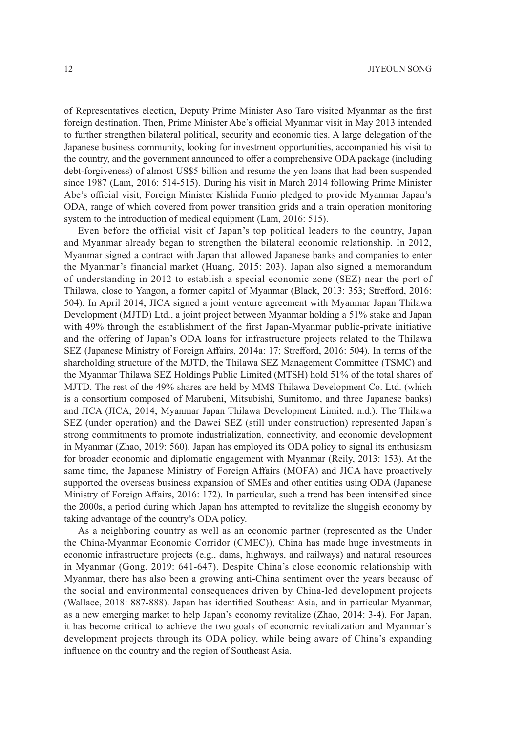of Representatives election, Deputy Prime Minister Aso Taro visited Myanmar as the first foreign destination. Then, Prime Minister Abe's official Myanmar visit in May 2013 intended to further strengthen bilateral political, security and economic ties. A large delegation of the Japanese business community, looking for investment opportunities, accompanied his visit to the country, and the government announced to offer a comprehensive ODA package (including debt-forgiveness) of almost US$5 billion and resume the yen loans that had been suspended since 1987 (Lam, 2016: 514-515). During his visit in March 2014 following Prime Minister Abe's official visit, Foreign Minister Kishida Fumio pledged to provide Myanmar Japan's ODA, range of which covered from power transition grids and a train operation monitoring system to the introduction of medical equipment (Lam, 2016: 515).

Even before the official visit of Japan's top political leaders to the country, Japan and Myanmar already began to strengthen the bilateral economic relationship. In 2012, Myanmar signed a contract with Japan that allowed Japanese banks and companies to enter the Myanmar's financial market (Huang, 2015: 203). Japan also signed a memorandum of understanding in 2012 to establish a special economic zone (SEZ) near the port of Thilawa, close to Yangon, a former capital of Myanmar (Black, 2013: 353; Strefford, 2016: 504). In April 2014, JICA signed a joint venture agreement with Myanmar Japan Thilawa Development (MJTD) Ltd., a joint project between Myanmar holding a 51% stake and Japan with 49% through the establishment of the first Japan-Myanmar public-private initiative and the offering of Japan's ODA loans for infrastructure projects related to the Thilawa SEZ (Japanese Ministry of Foreign Affairs, 2014a: 17; Strefford, 2016: 504). In terms of the shareholding structure of the MJTD, the Thilawa SEZ Management Committee (TSMC) and the Myanmar Thilawa SEZ Holdings Public Limited (MTSH) hold 51% of the total shares of MJTD. The rest of the 49% shares are held by MMS Thilawa Development Co. Ltd. (which is a consortium composed of Marubeni, Mitsubishi, Sumitomo, and three Japanese banks) and JICA (JICA, 2014; Myanmar Japan Thilawa Development Limited, n.d.). The Thilawa SEZ (under operation) and the Dawei SEZ (still under construction) represented Japan's strong commitments to promote industrialization, connectivity, and economic development in Myanmar (Zhao, 2019: 560). Japan has employed its ODA policy to signal its enthusiasm for broader economic and diplomatic engagement with Myanmar (Reily, 2013: 153). At the same time, the Japanese Ministry of Foreign Affairs (MOFA) and JICA have proactively supported the overseas business expansion of SMEs and other entities using ODA (Japanese Ministry of Foreign Affairs, 2016: 172). In particular, such a trend has been intensified since the 2000s, a period during which Japan has attempted to revitalize the sluggish economy by taking advantage of the country's ODA policy.

As a neighboring country as well as an economic partner (represented as the Under the China-Myanmar Economic Corridor (CMEC)), China has made huge investments in economic infrastructure projects (e.g., dams, highways, and railways) and natural resources in Myanmar (Gong, 2019: 641-647). Despite China's close economic relationship with Myanmar, there has also been a growing anti-China sentiment over the years because of the social and environmental consequences driven by China-led development projects (Wallace, 2018: 887-888). Japan has identified Southeast Asia, and in particular Myanmar, as a new emerging market to help Japan's economy revitalize (Zhao, 2014: 3-4). For Japan, it has become critical to achieve the two goals of economic revitalization and Myanmar's development projects through its ODA policy, while being aware of China's expanding influence on the country and the region of Southeast Asia.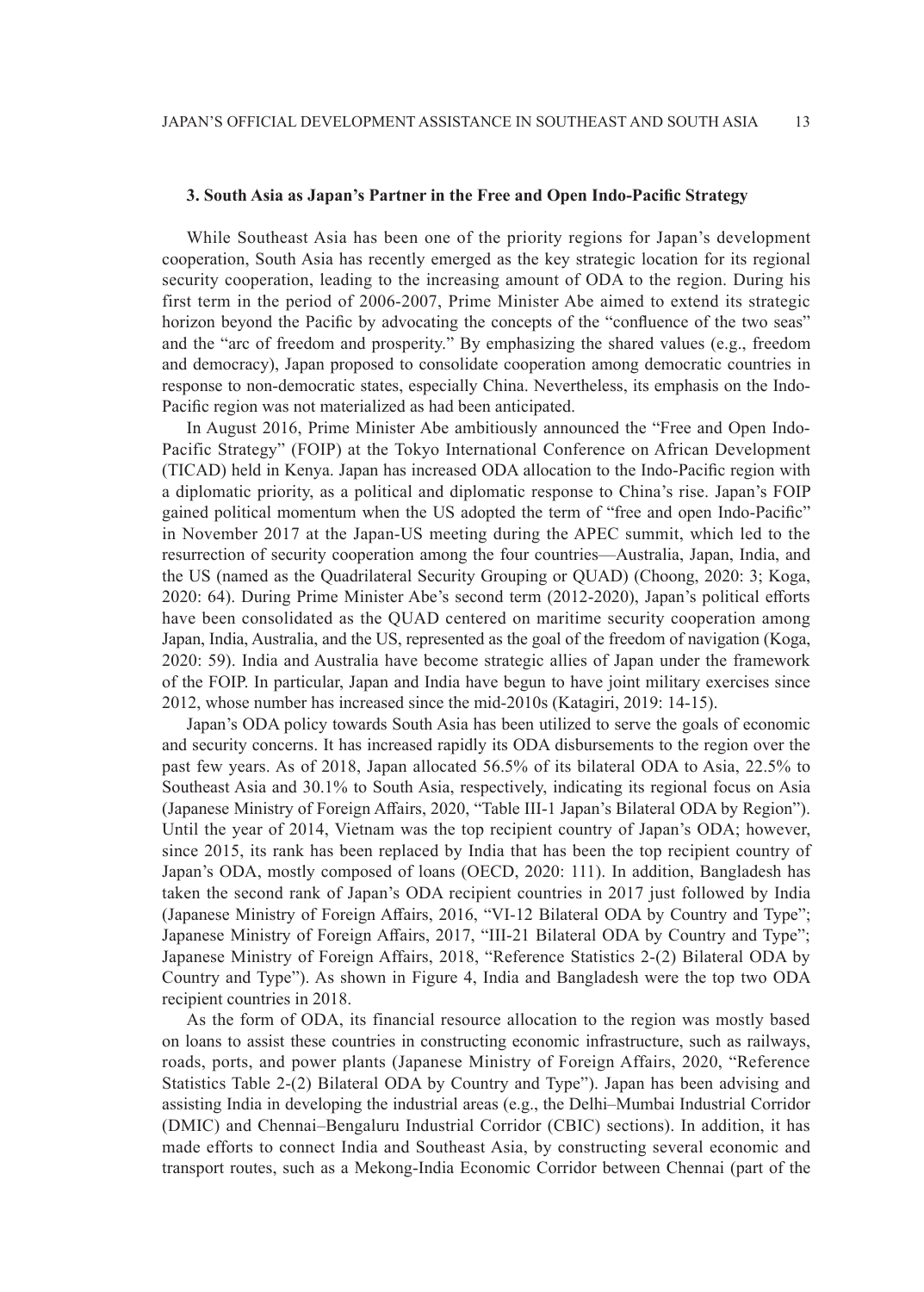### 3. South Asia as Japan's Partner in the Free and Open Indo-Pacific Strategy

While Southeast Asia has been one of the priority regions for Japan's development cooperation, South Asia has recently emerged as the key strategic location for its regional security cooperation, leading to the increasing amount of ODA to the region. During his first term in the period of 2006-2007, Prime Minister Abe aimed to extend its strategic horizon beyond the Pacific by advocating the concepts of the "confluence of the two seas" and the "arc of freedom and prosperity." By emphasizing the shared values (e.g., freedom and democracy), Japan proposed to consolidate cooperation among democratic countries in response to non-democratic states, especially China. Nevertheless, its emphasis on the Indo-Pacific region was not materialized as had been anticipated.

In August 2016, Prime Minister Abe ambitiously announced the "Free and Open Indo-Pacific Strategy" (FOIP) at the Tokyo International Conference on African Development (TICAD) held in Kenya. Japan has increased ODA allocation to the Indo-Pacific region with a diplomatic priority, as a political and diplomatic response to China's rise. Japan's FOIP gained political momentum when the US adopted the term of "free and open Indo-Pacific" in November 2017 at the Japan-US meeting during the APEC summit, which led to the resurrection of security cooperation among the four countries—Australia, Japan, India, and the US (named as the Quadrilateral Security Grouping or QUAD) (Choong, 2020: 3; Koga, 2020: 64). During Prime Minister Abe's second term (2012-2020), Japan's political efforts have been consolidated as the QUAD centered on maritime security cooperation among Japan, India, Australia, and the US, represented as the goal of the freedom of navigation (Koga, 2020: 59). India and Australia have become strategic allies of Japan under the framework of the FOIP. In particular, Japan and India have begun to have joint military exercises since 2012, whose number has increased since the mid-2010s (Katagiri, 2019: 14-15).

Japan's ODA policy towards South Asia has been utilized to serve the goals of economic and security concerns. It has increased rapidly its ODA disbursements to the region over the past few years. As of 2018, Japan allocated 56.5% of its bilateral ODA to Asia, 22.5% to Southeast Asia and 30.1% to South Asia, respectively, indicating its regional focus on Asia (Japanese Ministry of Foreign Affairs, 2020, "Table III-1 Japan's Bilateral ODA by Region"). Until the year of 2014, Vietnam was the top recipient country of Japan's ODA; however, since 2015, its rank has been replaced by India that has been the top recipient country of Japan's ODA, mostly composed of loans (OECD, 2020: 111). In addition, Bangladesh has taken the second rank of Japan's ODA recipient countries in 2017 just followed by India (Japanese Ministry of Foreign Affairs, 2016, "VI-12 Bilateral ODA by Country and Type"; Japanese Ministry of Foreign Affairs, 2017, "III-21 Bilateral ODA by Country and Type"; Japanese Ministry of Foreign Affairs, 2018, "Reference Statistics 2-(2) Bilateral ODA by Country and Type"). As shown in Figure 4, India and Bangladesh were the top two ODA recipient countries in 2018.

As the form of ODA, its financial resource allocation to the region was mostly based on loans to assist these countries in constructing economic infrastructure, such as railways, roads, ports, and power plants (Japanese Ministry of Foreign Affairs, 2020, "Reference Statistics Table 2-(2) Bilateral ODA by Country and Type"). Japan has been advising and assisting India in developing the industrial areas (e.g., the Delhi–Mumbai Industrial Corridor (DMIC) and Chennai–Bengaluru Industrial Corridor (CBIC) sections). In addition, it has made efforts to connect India and Southeast Asia, by constructing several economic and transport routes, such as a Mekong-India Economic Corridor between Chennai (part of the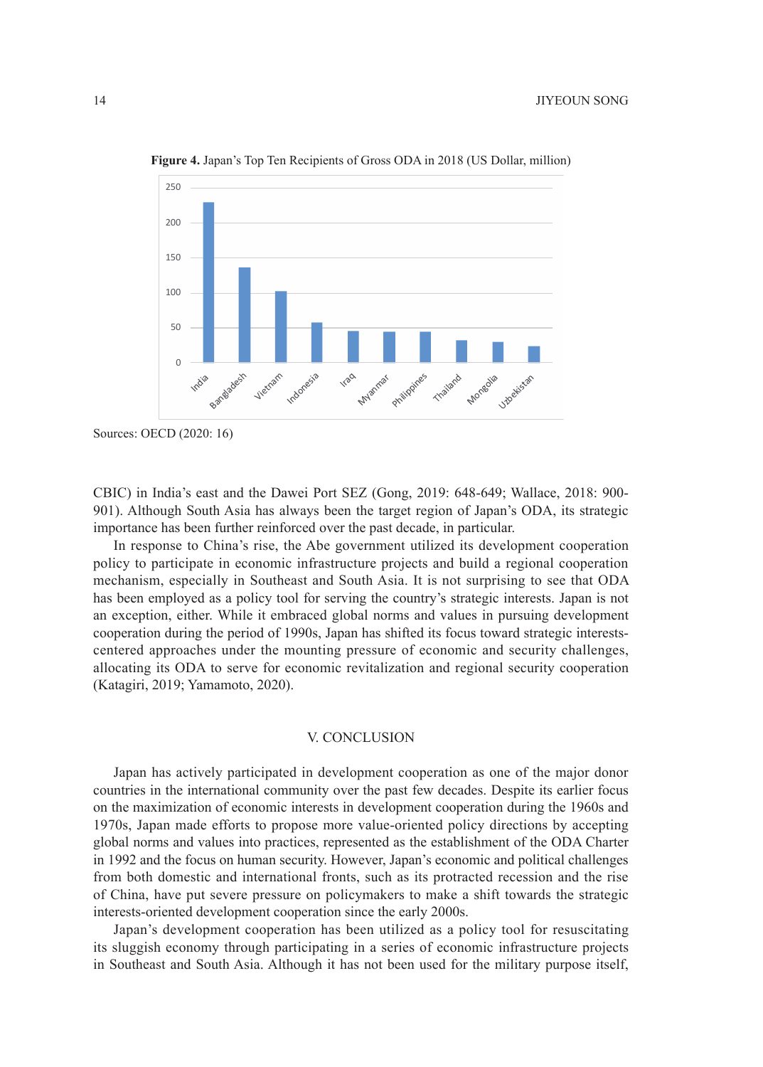**Figure 4.** Japan's Top Ten Recipients of Gross ODA in 2018 (US Dollar, million)

Sources: OECD (2020: 16)

CBIC) in India's east and the Dawei Port SEZ (Gong, 2019: 648-649; Wallace, 2018: 900-901). Although South Asia has always been the target region of Japan's ODA, its strategic importance has been further reinforced over the past decade, in particular.

In response to China's rise, the Abe government utilized its development cooperation policy to participate in economic infrastructure projects and build a regional cooperation mechanism, especially in Southeast and South Asia. It is not surprising to see that ODA has been employed as a policy tool for serving the country's strategic interests. Japan is not an exception, either. While it embraced global norms and values in pursuing development cooperation during the period of 1990s, Japan has shifted its focus toward strategic interests-centered approaches under the mounting pressure of economic and security challenges, allocating its ODA to serve for economic revitalization and regional security cooperation (Katagiri, 2019; Yamamoto, 2020).

## V. CONCLUSION

Japan has actively participated in development cooperation as one of the major donor countries in the international community over the past few decades. Despite its earlier focus on the maximization of economic interests in development cooperation during the 1960s and 1970s, Japan made efforts to propose more value-oriented policy directions by accepting global norms and values into practices, represented as the establishment of the ODA Charter in 1992 and the focus on human security. However, Japan's economic and political challenges from both domestic and international fronts, such as its protracted recession and the rise of China, have put severe pressure on policymakers to make a shift towards the strategic interests-oriented development cooperation since the early 2000s.

Japan's development cooperation has been utilized as a policy tool for resuscitating its sluggish economy through participating in a series of economic infrastructure projects in Southeast and South Asia. Although it has not been used for the military purpose itself,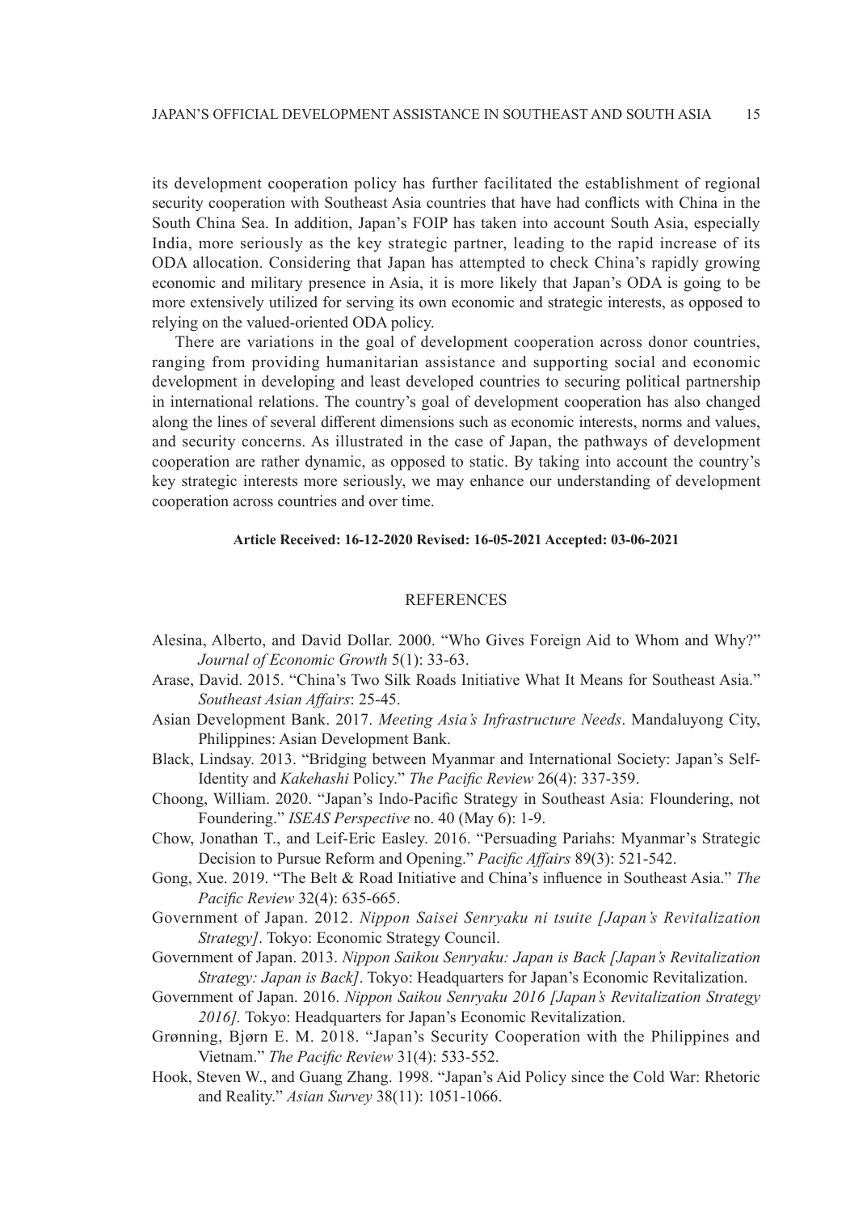its development cooperation policy has further facilitated the establishment of regional security cooperation with Southeast Asia countries that have had conflicts with China in the South China Sea. In addition, Japan's FOIP has taken into account South Asia, especially India, more seriously as the key strategic partner, leading to the rapid increase of its ODA allocation. Considering that Japan has attempted to check China's rapidly growing economic and military presence in Asia, it is more likely that Japan's ODA is going to be more extensively utilized for serving its own economic and strategic interests, as opposed to relying on the valued-oriented ODA policy.

There are variations in the goal of development cooperation across donor countries, ranging from providing humanitarian assistance and supporting social and economic development in developing and least developed countries to securing political partnership in international relations. The country's goal of development cooperation has also changed along the lines of several different dimensions such as economic interests, norms and values, and security concerns. As illustrated in the case of Japan, the pathways of development cooperation are rather dynamic, as opposed to static. By taking into account the country's key strategic interests more seriously, we may enhance our understanding of development cooperation across countries and over time.

**Article Received: 16-12-2020 Revised: 16-05-2021 Accepted: 03-06-2021**

## REFERENCES

Alesina, Alberto, and David Dollar. 2000. "Who Gives Foreign Aid to Whom and Why?" *Journal of Economic Growth* 5(1): 33-63.

Arase, David. 2015. "China's Two Silk Roads Initiative What It Means for Southeast Asia." *Southeast Asian Affairs*: 25-45.

Asian Development Bank. 2017. *Meeting Asia's Infrastructure Needs*. Mandaluyong City, Philippines: Asian Development Bank.

Black, Lindsay. 2013. "Bridging between Myanmar and International Society: Japan's Self-Identity and *Kakehashi* Policy." *The Pacific Review* 26(4): 337-359.

Choong, William. 2020. "Japan's Indo-Pacific Strategy in Southeast Asia: Floundering, not Foundering." *ISEAS Perspective* no. 40 (May 6): 1-9.

Chow, Jonathan T., and Leif-Eric Easley. 2016. "Persuading Pariahs: Myanmar's Strategic Decision to Pursue Reform and Opening." *Pacific Affairs* 89(3): 521-542.

Gong, Xue. 2019. "The Belt & Road Initiative and China's influence in Southeast Asia." *The Pacific Review* 32(4): 635-665.

Government of Japan. 2012. *Nippon Saisei Senryaku ni tsuite [Japan's Revitalization Strategy]*. Tokyo: Economic Strategy Council.

Government of Japan. 2013. *Nippon Saikou Senryaku: Japan is Back [Japan's Revitalization Strategy: Japan is Back]*. Tokyo: Headquarters for Japan's Economic Revitalization.

Government of Japan. 2016. *Nippon Saikou Senryaku 2016 [Japan's Revitalization Strategy 2016].* Tokyo: Headquarters for Japan's Economic Revitalization.

Grønning, Bjørn E. M. 2018. "Japan's Security Cooperation with the Philippines and Vietnam." *The Pacific Review* 31(4): 533-552.

Hook, Steven W., and Guang Zhang. 1998. "Japan's Aid Policy since the Cold War: Rhetoric and Reality." *Asian Survey* 38(11): 1051-1066.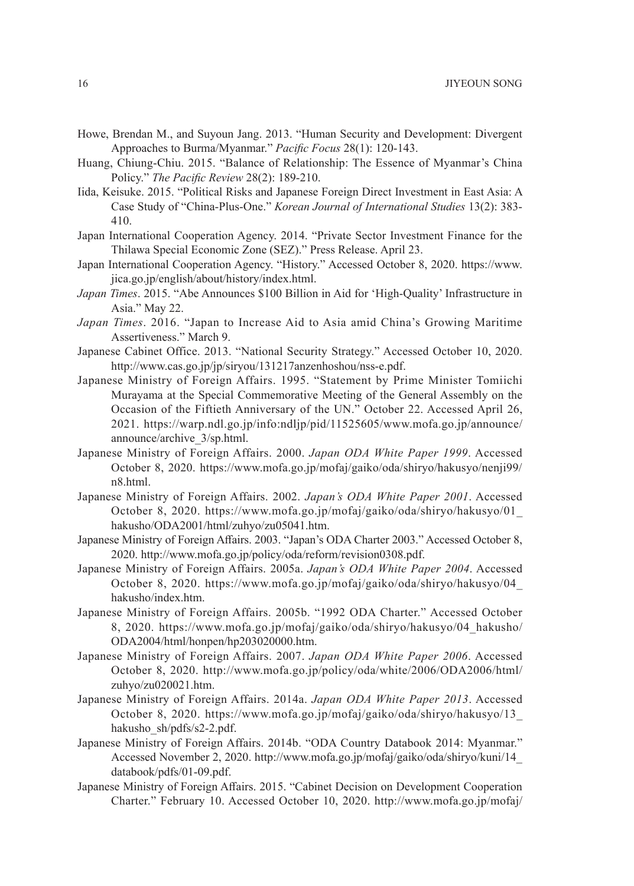Howe, Brendan M., and Suyoun Jang. 2013. "Human Security and Development: Divergent Approaches to Burma/Myanmar." *Pacific Focus* 28(1): 120-143.

Huang, Chiung-Chiu. 2015. "Balance of Relationship: The Essence of Myanmar's China Policy." *The Pacific Review* 28(2): 189-210.

Iida, Keisuke. 2015. "Political Risks and Japanese Foreign Direct Investment in East Asia: A Case Study of "China-Plus-One." *Korean Journal of International Studies* 13(2): 383-410.

Japan International Cooperation Agency. 2014. "Private Sector Investment Finance for the Thilawa Special Economic Zone (SEZ)." Press Release. April 23.

Japan International Cooperation Agency. "History." Accessed October 8, 2020. https://www.jica.go.jp/english/about/history/index.html.

*Japan Times*. 2015. "Abe Announces $100 Billion in Aid for 'High-Quality' Infrastructure in Asia." May 22.

*Japan Times*. 2016. "Japan to Increase Aid to Asia amid China's Growing Maritime Assertiveness." March 9.

Japanese Cabinet Office. 2013. "National Security Strategy." Accessed October 10, 2020. http://www.cas.go.jp/jp/siryou/131217anzenhoshou/nss-e.pdf.

Japanese Ministry of Foreign Affairs. 1995. "Statement by Prime Minister Tomiichi Murayama at the Special Commemorative Meeting of the General Assembly on the Occasion of the Fiftieth Anniversary of the UN." October 22. Accessed April 26, 2021. https://warp.ndl.go.jp/info:ndljp/pid/11525605/www.mofa.go.jp/announce/announce/archive_3/sp.html.

Japanese Ministry of Foreign Affairs. 2000. *Japan ODA White Paper 1999*. Accessed October 8, 2020. https://www.mofa.go.jp/mofaj/gaiko/oda/shiryo/hakusyo/nenji99/n8.html.

Japanese Ministry of Foreign Affairs. 2002. *Japan's ODA White Paper 2001*. Accessed October 8, 2020. https://www.mofa.go.jp/mofaj/gaiko/oda/shiryo/hakusyo/01_hakusho/ODA2001/html/zuhyo/zu05041.htm.

Japanese Ministry of Foreign Affairs. 2003. "Japan's ODA Charter 2003." Accessed October 8, 2020. http://www.mofa.go.jp/policy/oda/reform/revision0308.pdf.

Japanese Ministry of Foreign Affairs. 2005a. *Japan's ODA White Paper 2004*. Accessed October 8, 2020. https://www.mofa.go.jp/mofaj/gaiko/oda/shiryo/hakusyo/04_hakusho/index.htm.

Japanese Ministry of Foreign Affairs. 2005b. "1992 ODA Charter." Accessed October 8, 2020. https://www.mofa.go.jp/mofaj/gaiko/oda/shiryo/hakusyo/04_hakusho/ODA2004/html/honpen/hp203020000.htm.

Japanese Ministry of Foreign Affairs. 2007. *Japan ODA White Paper 2006*. Accessed October 8, 2020. http://www.mofa.go.jp/policy/oda/white/2006/ODA2006/html/zuhyo/zu020021.htm.

Japanese Ministry of Foreign Affairs. 2014a. *Japan ODA White Paper 2013*. Accessed October 8, 2020. https://www.mofa.go.jp/mofaj/gaiko/oda/shiryo/hakusyo/13_hakusho_sh/pdfs/s2-2.pdf.

Japanese Ministry of Foreign Affairs. 2014b. "ODA Country Databook 2014: Myanmar." Accessed November 2, 2020. http://www.mofa.go.jp/mofaj/gaiko/oda/shiryo/kuni/14_databook/pdfs/01-09.pdf.

Japanese Ministry of Foreign Affairs. 2015. "Cabinet Decision on Development Cooperation Charter." February 10. Accessed October 10, 2020. http://www.mofa.go.jp/mofaj/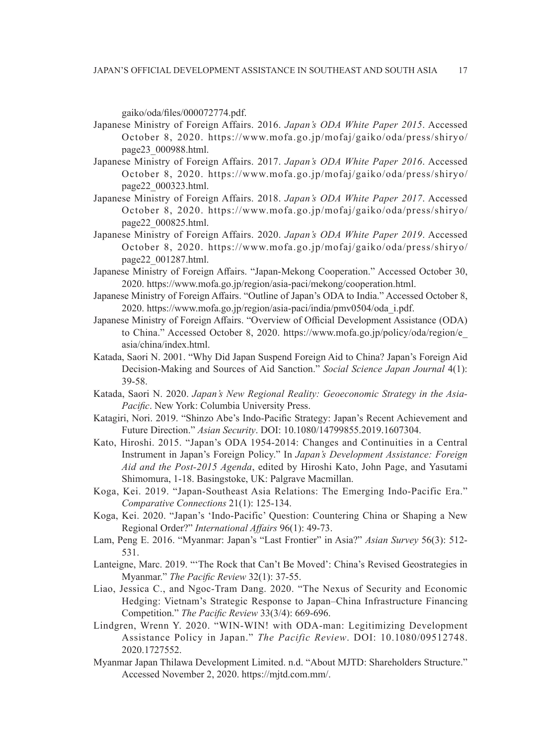gaiko/oda/files/000072774.pdf.

Japanese Ministry of Foreign Affairs. 2016. *Japan's ODA White Paper 2015*. Accessed October 8, 2020. https://www.mofa.go.jp/mofaj/gaiko/oda/press/shiryo/page23_000988.html.

Japanese Ministry of Foreign Affairs. 2017. *Japan's ODA White Paper 2016*. Accessed October 8, 2020. https://www.mofa.go.jp/mofaj/gaiko/oda/press/shiryo/page22_000323.html.

Japanese Ministry of Foreign Affairs. 2018. *Japan's ODA White Paper 2017*. Accessed October 8, 2020. https://www.mofa.go.jp/mofaj/gaiko/oda/press/shiryo/page22_000825.html.

Japanese Ministry of Foreign Affairs. 2020. *Japan's ODA White Paper 2019*. Accessed October 8, 2020. https://www.mofa.go.jp/mofaj/gaiko/oda/press/shiryo/page22_001287.html.

Japanese Ministry of Foreign Affairs. "Japan-Mekong Cooperation." Accessed October 30, 2020. https://www.mofa.go.jp/region/asia-paci/mekong/cooperation.html.

Japanese Ministry of Foreign Affairs. "Outline of Japan's ODA to India." Accessed October 8, 2020. https://www.mofa.go.jp/region/asia-paci/india/pmv0504/oda_i.pdf.

Japanese Ministry of Foreign Affairs. "Overview of Official Development Assistance (ODA) to China." Accessed October 8, 2020. https://www.mofa.go.jp/policy/oda/region/e_asia/china/index.html.

Katada, Saori N. 2001. "Why Did Japan Suspend Foreign Aid to China? Japan's Foreign Aid Decision-Making and Sources of Aid Sanction." *Social Science Japan Journal* 4(1): 39-58.

Katada, Saori N. 2020. *Japan's New Regional Reality: Geoeconomic Strategy in the Asia-Pacific*. New York: Columbia University Press.

Katagiri, Nori. 2019. "Shinzo Abe's Indo-Pacific Strategy: Japan's Recent Achievement and Future Direction." *Asian Security*. DOI: 10.1080/14799855.2019.1607304.

Kato, Hiroshi. 2015. "Japan's ODA 1954-2014: Changes and Continuities in a Central Instrument in Japan's Foreign Policy." In *Japan's Development Assistance: Foreign Aid and the Post-2015 Agenda*, edited by Hiroshi Kato, John Page, and Yasutami Shimomura, 1-18. Basingstoke, UK: Palgrave Macmillan.

Koga, Kei. 2019. "Japan-Southeast Asia Relations: The Emerging Indo-Pacific Era." *Comparative Connections* 21(1): 125-134.

Koga, Kei. 2020. "Japan's 'Indo-Pacific' Question: Countering China or Shaping a New Regional Order?" *International Affairs* 96(1): 49-73.

Lam, Peng E. 2016. "Myanmar: Japan's "Last Frontier" in Asia?" *Asian Survey* 56(3): 512-531.

Lanteigne, Marc. 2019. "'The Rock that Can't Be Moved': China's Revised Geostrategies in Myanmar." *The Pacific Review* 32(1): 37-55.

Liao, Jessica C., and Ngoc-Tram Dang. 2020. "The Nexus of Security and Economic Hedging: Vietnam's Strategic Response to Japan–China Infrastructure Financing Competition." *The Pacific Review* 33(3/4): 669-696.

Lindgren, Wrenn Y. 2020. "WIN-WIN! with ODA-man: Legitimizing Development Assistance Policy in Japan." *The Pacific Review*. DOI: 10.1080/09512748.2020.1727552.

Myanmar Japan Thilawa Development Limited. n.d. "About MJTD: Shareholders Structure." Accessed November 2, 2020. https://mjtd.com.mm/.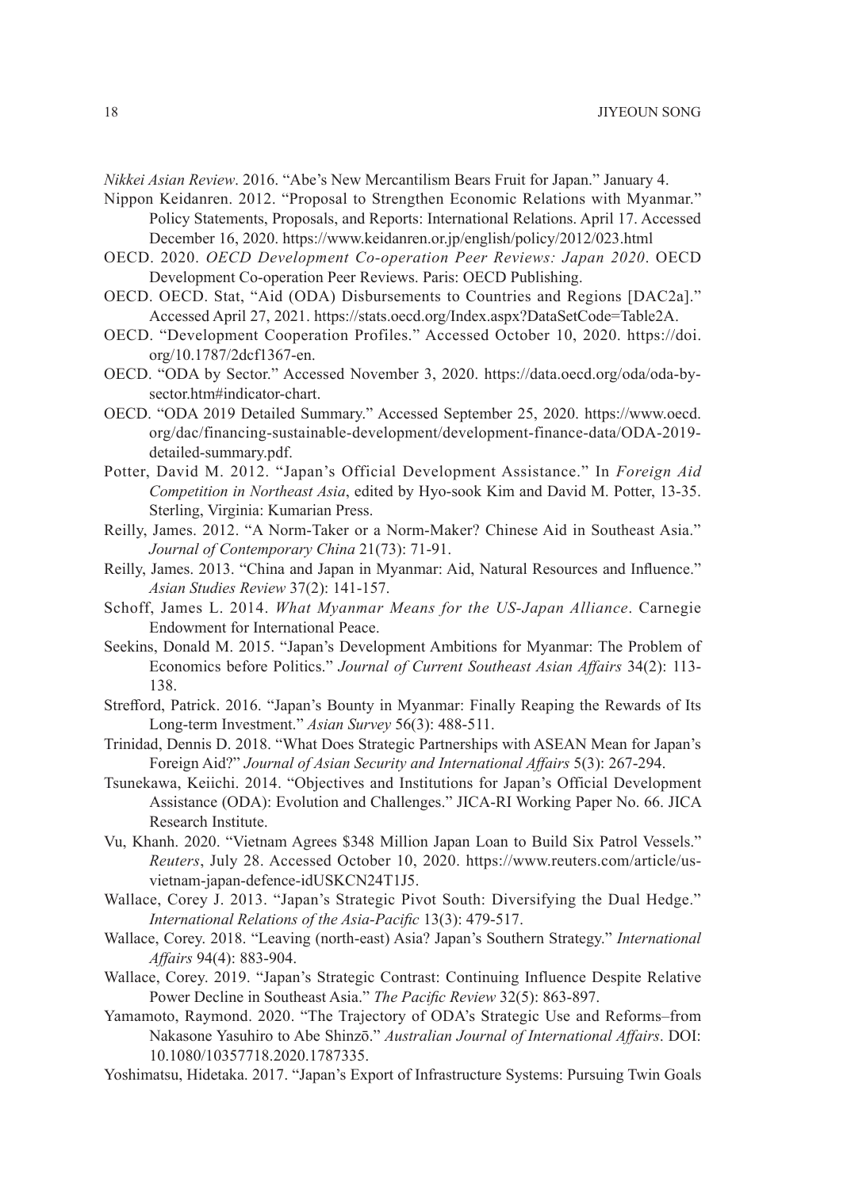*Nikkei Asian Review*. 2016. “Abe’s New Mercantilism Bears Fruit for Japan.” January 4.

Nippon Keidanren. 2012. “Proposal to Strengthen Economic Relations with Myanmar.” Policy Statements, Proposals, and Reports: International Relations. April 17. Accessed December 16, 2020. https://www.keidanren.or.jp/english/policy/2012/023.html

OECD. 2020. *OECD Development Co-operation Peer Reviews: Japan 2020*. OECD Development Co-operation Peer Reviews. Paris: OECD Publishing.

OECD. OECD. Stat, “Aid (ODA) Disbursements to Countries and Regions [DAC2a].” Accessed April 27, 2021. https://stats.oecd.org/Index.aspx?DataSetCode=Table2A.

OECD. “Development Cooperation Profiles.” Accessed October 10, 2020. https://doi.org/10.1787/2dcf1367-en.

OECD. “ODA by Sector.” Accessed November 3, 2020. https://data.oecd.org/oda/oda-by-sector.htm#indicator-chart.

OECD. “ODA 2019 Detailed Summary.” Accessed September 25, 2020. https://www.oecd.org/dac/financing-sustainable-development/development-finance-data/ODA-2019-detailed-summary.pdf.

Potter, David M. 2012. “Japan’s Official Development Assistance.” In *Foreign Aid Competition in Northeast Asia*, edited by Hyo-sook Kim and David M. Potter, 13-35. Sterling, Virginia: Kumarian Press.

Reilly, James. 2012. “A Norm-Taker or a Norm-Maker? Chinese Aid in Southeast Asia.” *Journal of Contemporary China* 21(73): 71-91.

Reilly, James. 2013. “China and Japan in Myanmar: Aid, Natural Resources and Influence.” *Asian Studies Review* 37(2): 141-157.

Schoff, James L. 2014. *What Myanmar Means for the US-Japan Alliance*. Carnegie Endowment for International Peace.

Seekins, Donald M. 2015. “Japan’s Development Ambitions for Myanmar: The Problem of Economics before Politics.” *Journal of Current Southeast Asian Affairs* 34(2): 113-138.

Strefford, Patrick. 2016. “Japan’s Bounty in Myanmar: Finally Reaping the Rewards of Its Long-term Investment.” *Asian Survey* 56(3): 488-511.

Trinidad, Dennis D. 2018. “What Does Strategic Partnerships with ASEAN Mean for Japan’s Foreign Aid?” *Journal of Asian Security and International Affairs* 5(3): 267-294.

Tsunekawa, Keiichi. 2014. “Objectives and Institutions for Japan’s Official Development Assistance (ODA): Evolution and Challenges.” JICA-RI Working Paper No. 66. JICA Research Institute.

Vu, Khanh. 2020. “Vietnam Agrees $348 Million Japan Loan to Build Six Patrol Vessels.” *Reuters*, July 28. Accessed October 10, 2020. https://www.reuters.com/article/us-vietnam-japan-defence-idUSKCN24T1J5.

Wallace, Corey J. 2013. “Japan’s Strategic Pivot South: Diversifying the Dual Hedge.” *International Relations of the Asia-Pacific* 13(3): 479-517.

Wallace, Corey. 2018. “Leaving (north-east) Asia? Japan’s Southern Strategy.” *International Affairs* 94(4): 883-904.

Wallace, Corey. 2019. “Japan’s Strategic Contrast: Continuing Influence Despite Relative Power Decline in Southeast Asia.” *The Pacific Review* 32(5): 863-897.

Yamamoto, Raymond. 2020. “The Trajectory of ODA’s Strategic Use and Reforms–from Nakasone Yasuhiro to Abe Shinzō.” *Australian Journal of International Affairs*. DOI: 10.1080/10357718.2020.1787335.

Yoshimatsu, Hidetaka. 2017. “Japan’s Export of Infrastructure Systems: Pursuing Twin Goals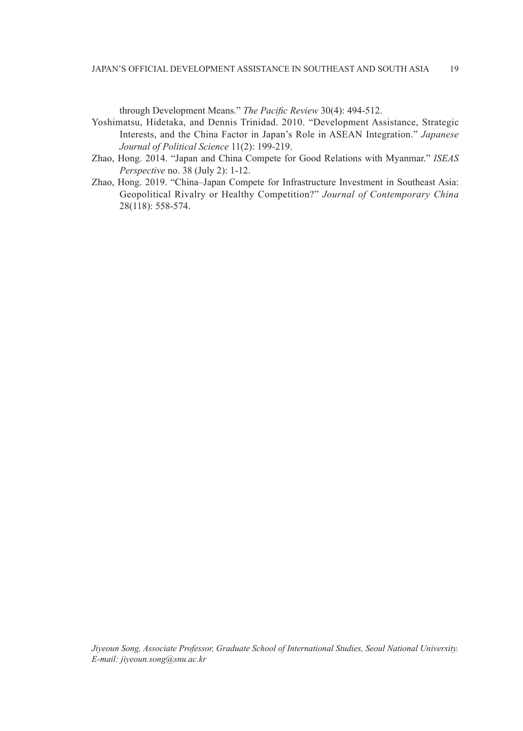through Development Means." *The Pacific Review* 30(4): 494-512.

Yoshimatsu, Hidetaka, and Dennis Trinidad. 2010. "Development Assistance, Strategic Interests, and the China Factor in Japan's Role in ASEAN Integration." *Japanese Journal of Political Science* 11(2): 199-219.

Zhao, Hong. 2014. "Japan and China Compete for Good Relations with Myanmar." *ISEAS Perspective* no. 38 (July 2): 1-12.

Zhao, Hong. 2019. "China–Japan Compete for Infrastructure Investment in Southeast Asia: Geopolitical Rivalry or Healthy Competition?" *Journal of Contemporary China* 28(118): 558-574.

*Jiyeoun Song, Associate Professor, Graduate School of International Studies, Seoul National University. E-mail: jiyeoun.song@snu.ac.kr*